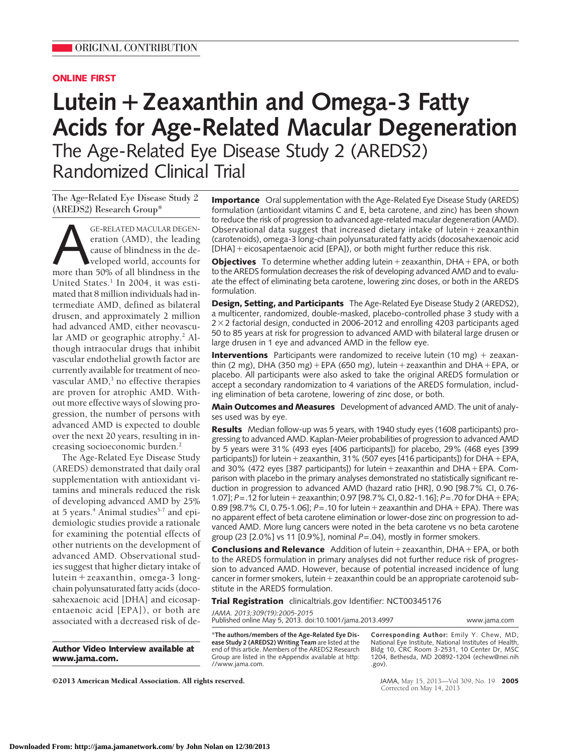ORIGINAL CONTRIBUTION

ONLINE FIRST

# Lutein + Zeaxanthin and Omega-3 Fatty Acids for Age-Related Macular Degeneration

## The Age-Related Eye Disease Study 2 (AREDS2) Randomized Clinical Trial

The Age-Related Eye Disease Study 2 (AREDS2) Research Group*

**Importance** Oral supplementation with the Age-Related Eye Disease Study (AREDS) formulation (antioxidant vitamins C and E, beta carotene, and zinc) has been shown to reduce the risk of progression to advanced age-related macular degeneration (AMD). Observational data suggest that increased dietary intake of lutein + zeaxanthin (carotenoids), omega-3 long-chain polyunsaturated fatty acids (docosahexaenoic acid [DHA] + eicosapentaenoic acid [EPA]), or both might further reduce this risk.

**Objectives** To determine whether adding lutein + zeaxanthin, DHA + EPA, or both to the AREDS formulation decreases the risk of developing advanced AMD and to evaluate the effect of eliminating beta carotene, lowering zinc doses, or both in the AREDS formulation.

**Design, Setting, and Participants** The Age-Related Eye Disease Study 2 (AREDS2), a multicenter, randomized, double-masked, placebo-controlled phase 3 study with a $2 \times 2$ factorial design, conducted in 2006-2012 and enrolling 4203 participants aged 50 to 85 years at risk for progression to advanced AMD with bilateral large drusen or large drusen in 1 eye and advanced AMD in the fellow eye.

**Interventions** Participants were randomized to receive lutein (10 mg) + zeaxanthin (2 mg), DHA (350 mg) + EPA (650 mg), lutein + zeaxanthin and DHA + EPA, or placebo. All participants were also asked to take the original AREDS formulation or accept a secondary randomization to 4 variations of the AREDS formulation, including elimination of beta carotene, lowering of zinc dose, or both.

**Main Outcomes and Measures** Development of advanced AMD. The unit of analyses used was by eye.

**Results** Median follow-up was 5 years, with 1940 study eyes (1608 participants) progressing to advanced AMD. Kaplan-Meier probabilities of progression to advanced AMD by 5 years were 31% (493 eyes [406 participants]) for placebo, 29% (468 eyes [399 participants]) for lutein + zeaxanthin, 31% (507 eyes [416 participants]) for DHA + EPA, and 30% (472 eyes [387 participants]) for lutein + zeaxanthin and DHA + EPA. Comparison with placebo in the primary analyses demonstrated no statistically significant reduction in progression to advanced AMD (hazard ratio [HR], 0.90 [98.7% CI, 0.76-1.07]; $P = .12$ for lutein + zeaxanthin; 0.97 [98.7% CI, 0.82-1.16]; $P = .70$ for DHA + EPA; 0.89 [98.7% CI, 0.75-1.06]; $P = .10$ for lutein + zeaxanthin and DHA + EPA). There was no apparent effect of beta carotene elimination or lower-dose zinc on progression to advanced AMD. More lung cancers were noted in the beta carotene vs no beta carotene group (23 [2.0%] vs 11 [0.9%], nominal $P = .04$), mostly in former smokers.

**Conclusions and Relevance** Addition of lutein + zeaxanthin, DHA + EPA, or both to the AREDS formulation in primary analyses did not further reduce risk of progression to advanced AMD. However, because of potential increased incidence of lung cancer in former smokers, lutein + zeaxanthin could be an appropriate carotenoid substitute in the AREDS formulation.

**Trial Registration** clinicaltrials.gov Identifier: NCT00345176

*JAMA. 2013;309(19):2005-2015*
Published online May 5, 2013. doi:10.1001/jama.2013.4997

AGE-RELATED MACULAR DEGENERATION (AMD), the leading cause of blindness in the developed world, accounts for more than 50% of all blindness in the United States.[1] In 2004, it was estimated that 8 million individuals had intermediate AMD, defined as bilateral drusen, and approximately 2 million had advanced AMD, either neovascular AMD or geographic atrophy.[2] Although intraocular drugs that inhibit vascular endothelial growth factor are currently available for treatment of neovascular AMD,[3] no effective therapies are proven for atrophic AMD. Without more effective ways of slowing progression, the number of persons with advanced AMD is expected to double over the next 20 years, resulting in increasing socioeconomic burden.[2]

The Age-Related Eye Disease Study (AREDS) demonstrated that daily oral supplementation with antioxidant vitamins and minerals reduced the risk of developing advanced AMD by 25% at 5 years.[4] Animal studies[5-7] and epidemiologic studies provide a rationale for examining the potential effects of other nutrients on the development of advanced AMD. Observational studies suggest that higher dietary intake of lutein + zeaxanthin, omega-3 long-chain polyunsaturated fatty acids (docosahexaenoic acid [DHA] and eicosapentaenoic acid [EPA]), or both are associated with a decreased risk of de-

**Author Video Interview available at www.jama.com.**

*The authors/members of the Age-Related Eye Disease Study 2 (AREDS2) Writing Team are listed at the end of this article. Members of the AREDS2 Research Group are listed in the eAppendix available at http://www.jama.com.

Corresponding Author: Emily Y. Chew, MD, National Eye Institute, National Institutes of Health, Bldg 10, CRC Room 3-2531, 10 Center Dr, MSC 1204, Bethesda, MD 20892-1204 (echew@nei.nih.gov).

©2013 American Medical Association. All rights reserved.

Corrected on May 14, 2013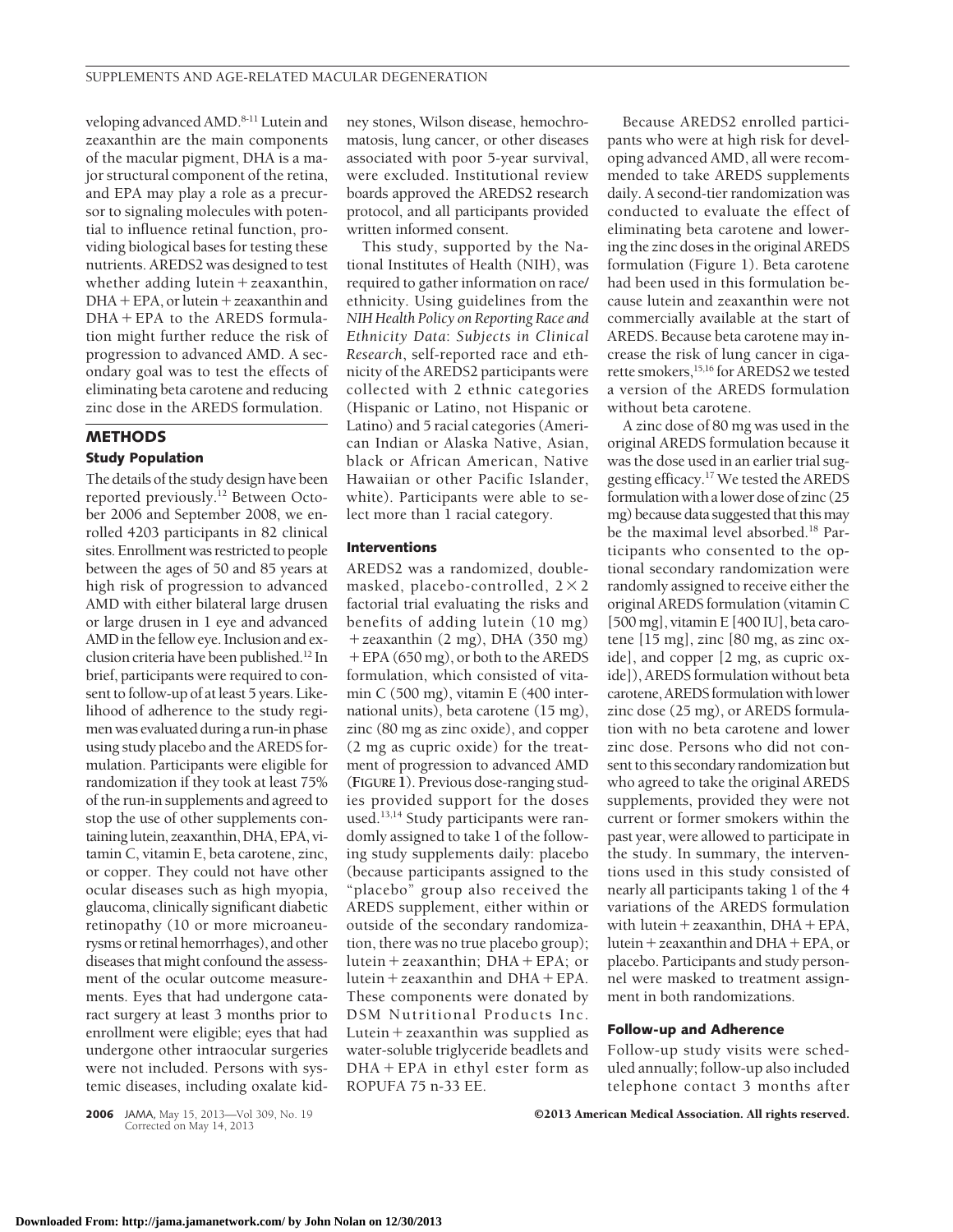veloping advanced AMD.[8-11] Lutein and zeaxanthin are the main components of the macular pigment, DHA is a major structural component of the retina, and EPA may play a role as a precursor to signaling molecules with potential to influence retinal function, providing biological bases for testing these nutrients. AREDS2 was designed to test whether adding lutein + zeaxanthin, DHA + EPA, or lutein + zeaxanthin and DHA + EPA to the AREDS formulation might further reduce the risk of progression to advanced AMD. A secondary goal was to test the effects of eliminating beta carotene and reducing zinc dose in the AREDS formulation.

## METHODS

### Study Population

The details of the study design have been reported previously.[12] Between October 2006 and September 2008, we enrolled 4203 participants in 82 clinical sites. Enrollment was restricted to people between the ages of 50 and 85 years at high risk of progression to advanced AMD with either bilateral large drusen or large drusen in 1 eye and advanced AMD in the fellow eye. Inclusion and exclusion criteria have been published.[12] In brief, participants were required to consent to follow-up of at least 5 years. Likelihood of adherence to the study regimen was evaluated during a run-in phase using study placebo and the AREDS formulation. Participants were eligible for randomization if they took at least 75% of the run-in supplements and agreed to stop the use of other supplements containing lutein, zeaxanthin, DHA, EPA, vitamin C, vitamin E, beta carotene, zinc, or copper. They could not have other ocular diseases such as high myopia, glaucoma, clinically significant diabetic retinopathy (10 or more microaneurysms or retinal hemorrhages), and other diseases that might confound the assessment of the ocular outcome measurements. Eyes that had undergone cataract surgery at least 3 months prior to enrollment were eligible; eyes that had undergone other intraocular surgeries were not included. Persons with systemic diseases, including oxalate kidney stones, Wilson disease, hemochromatosis, lung cancer, or other diseases associated with poor 5-year survival, were excluded. Institutional review boards approved the AREDS2 research protocol, and all participants provided written informed consent.

This study, supported by the National Institutes of Health (NIH), was required to gather information on race/ethnicity. Using guidelines from the *NIH Health Policy on Reporting Race and Ethnicity Data: Subjects in Clinical Research*, self-reported race and ethnicity of the AREDS2 participants were collected with 2 ethnic categories (Hispanic or Latino, not Hispanic or Latino) and 5 racial categories (American Indian or Alaska Native, Asian, black or African American, Native Hawaiian or other Pacific Islander, white). Participants were able to select more than 1 racial category.

### Interventions

AREDS2 was a randomized, double-masked, placebo-controlled, $2 \times 2$ factorial trial evaluating the risks and benefits of adding lutein (10 mg) + zeaxanthin (2 mg), DHA (350 mg) + EPA (650 mg), or both to the AREDS formulation, which consisted of vitamin C (500 mg), vitamin E (400 international units), beta carotene (15 mg), zinc (80 mg as zinc oxide), and copper (2 mg as cupric oxide) for the treatment of progression to advanced AMD (**FIGURE 1**). Previous dose-ranging studies provided support for the doses used.[13,14] Study participants were randomly assigned to take 1 of the following study supplements daily: placebo (because participants assigned to the "placebo" group also received the AREDS supplement, either within or outside of the secondary randomization, there was no true placebo group); lutein + zeaxanthin; DHA + EPA; or lutein + zeaxanthin and DHA + EPA. These components were donated by DSM Nutritional Products Inc. Lutein + zeaxanthin was supplied as water-soluble triglyceride beadlets and DHA + EPA in ethyl ester form as ROPUFA 75 n-33 EE.

Because AREDS2 enrolled participants who were at high risk for developing advanced AMD, all were recommended to take AREDS supplements daily. A second-tier randomization was conducted to evaluate the effect of eliminating beta carotene and lowering the zinc doses in the original AREDS formulation (Figure 1). Beta carotene had been used in this formulation because lutein and zeaxanthin were not commercially available at the start of AREDS. Because beta carotene may increase the risk of lung cancer in cigarette smokers,[15,16] for AREDS2 we tested a version of the AREDS formulation without beta carotene.

A zinc dose of 80 mg was used in the original AREDS formulation because it was the dose used in an earlier trial suggesting efficacy.[17] We tested the AREDS formulation with a lower dose of zinc (25 mg) because data suggested that this may be the maximal level absorbed.[18] Participants who consented to the optional secondary randomization were randomly assigned to receive either the original AREDS formulation (vitamin C [500 mg], vitamin E [400 IU], beta carotene [15 mg], zinc [80 mg, as zinc oxide], and copper [2 mg, as cupric oxide]), AREDS formulation without beta carotene, AREDS formulation with lower zinc dose (25 mg), or AREDS formulation with no beta carotene and lower zinc dose. Persons who did not consent to this secondary randomization but who agreed to take the original AREDS supplements, provided they were not current or former smokers within the past year, were allowed to participate in the study. In summary, the interventions used in this study consisted of nearly all participants taking 1 of the 4 variations of the AREDS formulation with lutein + zeaxanthin, DHA + EPA, lutein + zeaxanthin and DHA + EPA, or placebo. Participants and study personnel were masked to treatment assignment in both randomizations.

### Follow-up and Adherence

Follow-up study visits were scheduled annually; follow-up also included telephone contact 3 months after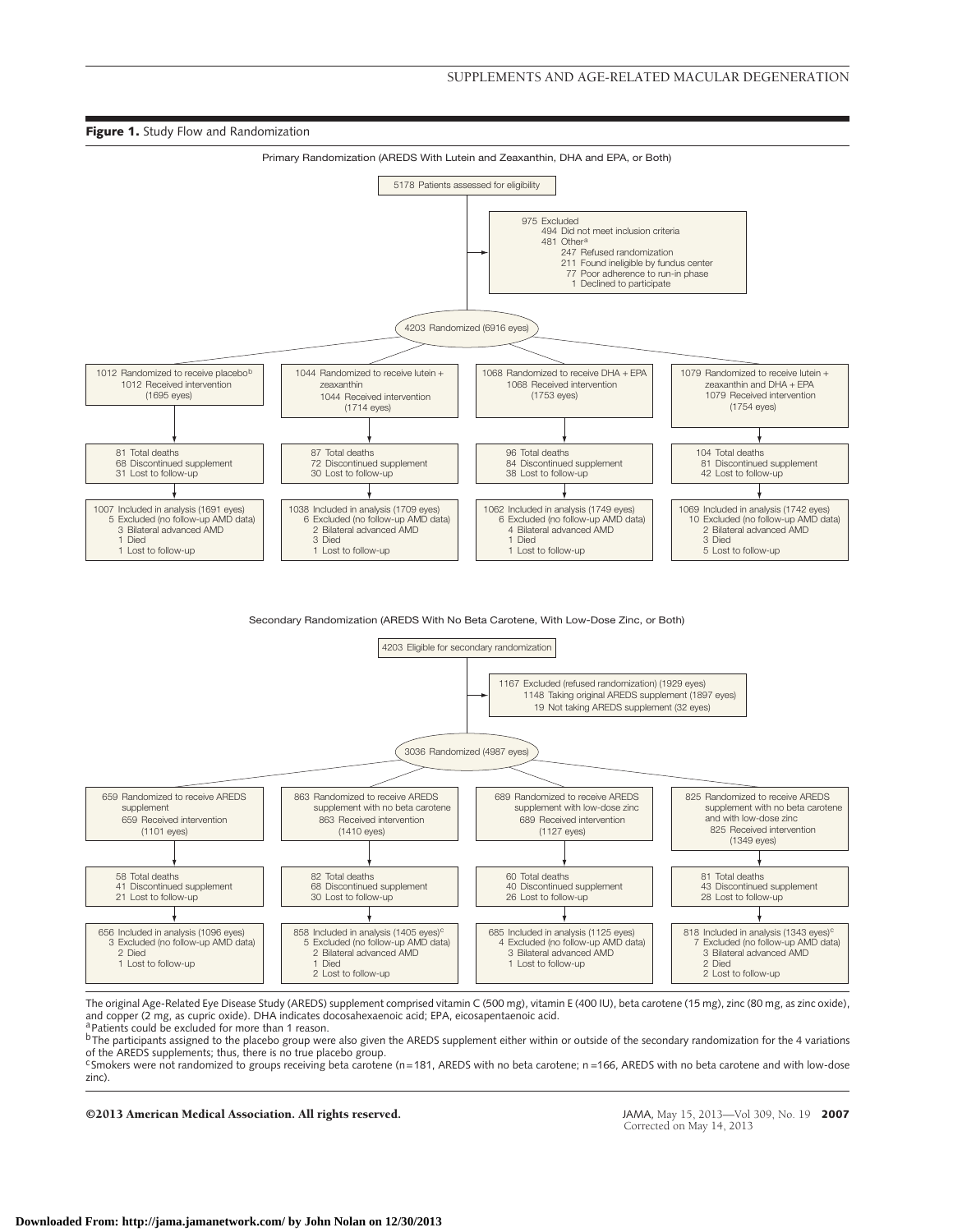**Figure 1.** Study Flow and Randomization

Primary Randomization (AREDS With Lutein and Zeaxanthin, DHA and EPA, or Both)

5178 Patients assessed for eligibility

975 Excluded
- 494 Did not meet inclusion criteria
- 481 Other[a]
  - 247 Refused randomization
  - 211 Found ineligible by fundus center
  - 77 Poor adherence to run-in phase
  - 1 Declined to participate

4203 Randomized (6916 eyes)

| 1012 Randomized to receive placebo[b]; 1012 Received intervention (1695 eyes) | 1044 Randomized to receive lutein + zeaxanthin; 1044 Received intervention (1714 eyes) | 1068 Randomized to receive DHA + EPA; 1068 Received intervention (1753 eyes) | 1079 Randomized to receive lutein + zeaxanthin and DHA + EPA; 1079 Received intervention (1754 eyes) |
|---|---|---|---|
| 81 Total deaths; 68 Discontinued supplement; 31 Lost to follow-up | 87 Total deaths; 72 Discontinued supplement; 30 Lost to follow-up | 96 Total deaths; 84 Discontinued supplement; 38 Lost to follow-up | 104 Total deaths; 81 Discontinued supplement; 42 Lost to follow-up |
| 1007 Included in analysis (1691 eyes); 5 Excluded (no follow-up AMD data): 3 Bilateral advanced AMD, 1 Died, 1 Lost to follow-up | 1038 Included in analysis (1709 eyes); 6 Excluded (no follow-up AMD data): 2 Bilateral advanced AMD, 3 Died, 1 Lost to follow-up | 1062 Included in analysis (1749 eyes); 6 Excluded (no follow-up AMD data): 4 Bilateral advanced AMD, 1 Died, 1 Lost to follow-up | 1069 Included in analysis (1742 eyes); 10 Excluded (no follow-up AMD data): 2 Bilateral advanced AMD, 3 Died, 5 Lost to follow-up |

Secondary Randomization (AREDS With No Beta Carotene, With Low-Dose Zinc, or Both)

4203 Eligible for secondary randomization

1167 Excluded (refused randomization) (1929 eyes)
- 1148 Taking original AREDS supplement (1897 eyes)
- 19 Not taking AREDS supplement (32 eyes)

3036 Randomized (4987 eyes)

| 659 Randomized to receive AREDS supplement; 659 Received intervention (1101 eyes) | 863 Randomized to receive AREDS supplement with no beta carotene; 863 Received intervention (1410 eyes) | 689 Randomized to receive AREDS supplement with low-dose zinc; 689 Received intervention (1127 eyes) | 825 Randomized to receive AREDS supplement with no beta carotene and with low-dose zinc; 825 Received intervention (1349 eyes) |
|---|---|---|---|
| 58 Total deaths; 41 Discontinued supplement; 21 Lost to follow-up | 82 Total deaths; 68 Discontinued supplement; 30 Lost to follow-up | 60 Total deaths; 40 Discontinued supplement; 26 Lost to follow-up | 81 Total deaths; 43 Discontinued supplement; 28 Lost to follow-up |
| 656 Included in analysis (1096 eyes); 3 Excluded (no follow-up AMD data): 2 Died, 1 Lost to follow-up | 858 Included in analysis (1405 eyes)[c]; 5 Excluded (no follow-up AMD data): 2 Bilateral advanced AMD, 1 Died, 2 Lost to follow-up | 685 Included in analysis (1125 eyes); 4 Excluded (no follow-up AMD data): 3 Bilateral advanced AMD, 1 Lost to follow-up | 818 Included in analysis (1343 eyes)[c]; 7 Excluded (no follow-up AMD data): 3 Bilateral advanced AMD, 2 Died, 2 Lost to follow-up |

The original Age-Related Eye Disease Study (AREDS) supplement comprised vitamin C (500 mg), vitamin E (400 IU), beta carotene (15 mg), zinc (80 mg, as zinc oxide), and copper (2 mg, as cupric oxide). DHA indicates docosahexaenoic acid; EPA, eicosapentaenoic acid.

[a] Patients could be excluded for more than 1 reason.

[b] The participants assigned to the placebo group were also given the AREDS supplement either within or outside of the secondary randomization for the 4 variations of the AREDS supplements; thus, there is no true placebo group.

[c] Smokers were not randomized to groups receiving beta carotene (n=181, AREDS with no beta carotene; n=166, AREDS with no beta carotene and with low-dose zinc).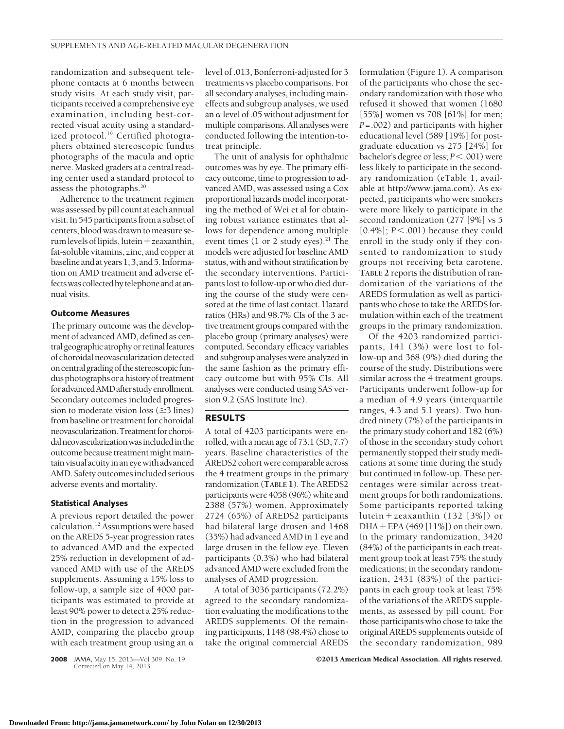randomization and subsequent telephone contacts at 6 months between study visits. At each study visit, participants received a comprehensive eye examination, including best-corrected visual acuity using a standardized protocol.[19] Certified photographers obtained stereoscopic fundus photographs of the macula and optic nerve. Masked graders at a central reading center used a standard protocol to assess the photographs.[20]

Adherence to the treatment regimen was assessed by pill count at each annual visit. In 545 participants from a subset of centers, blood was drawn to measure serum levels of lipids, lutein + zeaxanthin, fat-soluble vitamins, zinc, and copper at baseline and at years 1, 3, and 5. Information on AMD treatment and adverse effects was collected by telephone and at annual visits.

### Outcome Measures

The primary outcome was the development of advanced AMD, defined as central geographic atrophy or retinal features of choroidal neovascularization detected on central grading of the stereoscopic fundus photographs or a history of treatment for advanced AMD after study enrollment. Secondary outcomes included progression to moderate vision loss (≥3 lines) from baseline or treatment for choroidal neovascularization. Treatment for choroidal neovascularization was included in the outcome because treatment might maintain visual acuity in an eye with advanced AMD. Safety outcomes included serious adverse events and mortality.

### Statistical Analyses

A previous report detailed the power calculation.[12] Assumptions were based on the AREDS 5-year progression rates to advanced AMD and the expected 25% reduction in development of advanced AMD with use of the AREDS supplements. Assuming a 15% loss to follow-up, a sample size of 4000 participants was estimated to provide at least 90% power to detect a 25% reduction in the progression to advanced AMD, comparing the placebo group with each treatment group using an $\alpha$ level of .013, Bonferroni-adjusted for 3 treatments vs placebo comparisons. For all secondary analyses, including main-effects and subgroup analyses, we used an $\alpha$ level of .05 without adjustment for multiple comparisons. All analyses were conducted following the intention-to-treat principle.

The unit of analysis for ophthalmic outcomes was by eye. The primary efficacy outcome, time to progression to advanced AMD, was assessed using a Cox proportional hazards model incorporating the method of Wei et al for obtaining robust variance estimates that allows for dependence among multiple event times (1 or 2 study eyes).[21] The models were adjusted for baseline AMD status, with and without stratification by the secondary interventions. Participants lost to follow-up or who died during the course of the study were censored at the time of last contact. Hazard ratios (HRs) and 98.7% CIs of the 3 active treatment groups compared with the placebo group (primary analyses) were computed. Secondary efficacy variables and subgroup analyses were analyzed in the same fashion as the primary efficacy outcome but with 95% CIs. All analyses were conducted using SAS version 9.2 (SAS Institute Inc).

## RESULTS

A total of 4203 participants were enrolled, with a mean age of 73.1 (SD, 7.7) years. Baseline characteristics of the AREDS2 cohort were comparable across the 4 treatment groups in the primary randomization (**TABLE 1**). The AREDS2 participants were 4058 (96%) white and 2388 (57%) women. Approximately 2724 (65%) of AREDS2 participants had bilateral large drusen and 1468 (35%) had advanced AMD in 1 eye and large drusen in the fellow eye. Eleven participants (0.3%) who had bilateral advanced AMD were excluded from the analyses of AMD progression.

A total of 3036 participants (72.2%) agreed to the secondary randomization evaluating the modifications to the AREDS supplements. Of the remaining participants, 1148 (98.4%) chose to take the original commercial AREDS formulation (Figure 1). A comparison of the participants who chose the secondary randomization with those who refused it showed that women (1680 [55%] women vs 708 [61%] for men; $P = .002$) and participants with higher educational level (589 [19%] for postgraduate education vs 275 [24%] for bachelor's degree or less; $P < .001$) were less likely to participate in the secondary randomization (eTable 1, available at http://www.jama.com). As expected, participants who were smokers were more likely to participate in the second randomization (277 [9%] vs 5 [0.4%]; $P < .001$) because they could enroll in the study only if they consented to randomization to study groups not receiving beta carotene. **TABLE 2** reports the distribution of randomization of the variations of the AREDS formulation as well as participants who chose to take the AREDS formulation within each of the treatment groups in the primary randomization.

Of the 4203 randomized participants, 141 (3%) were lost to follow-up and 368 (9%) died during the course of the study. Distributions were similar across the 4 treatment groups. Participants underwent follow-up for a median of 4.9 years (interquartile ranges, 4.3 and 5.1 years). Two hundred ninety (7%) of the participants in the primary study cohort and 182 (6%) of those in the secondary study cohort permanently stopped their study medications at some time during the study but continued in follow-up. These percentages were similar across treatment groups for both randomizations. Some participants reported taking lutein + zeaxanthin (132 [3%]) or DHA + EPA (469 [11%]) on their own. In the primary randomization, 3420 (84%) of the participants in each treatment group took at least 75% the study medications; in the secondary randomization, 2431 (83%) of the participants in each group took at least 75% of the variations of the AREDS supplements, as assessed by pill count. For those participants who chose to take the original AREDS supplements outside of the secondary randomization, 989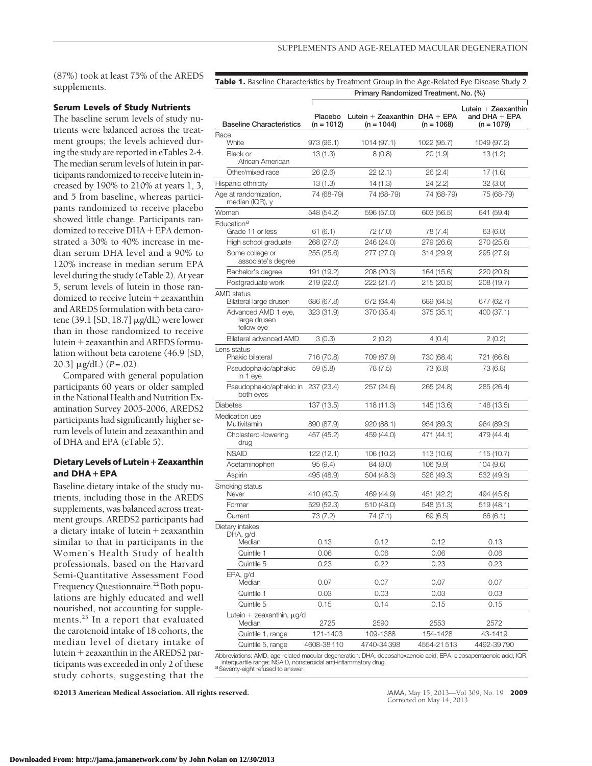(87%) took at least 75% of the AREDS supplements.

### Serum Levels of Study Nutrients

The baseline serum levels of study nutrients were balanced across the treatment groups; the levels achieved during the study are reported in eTables 2-4. The median serum levels of lutein in participants randomized to receive lutein increased by 190% to 210% at years 1, 3, and 5 from baseline, whereas participants randomized to receive placebo showed little change. Participants randomized to receive DHA + EPA demonstrated a 30% to 40% increase in median serum DHA level and a 90% to 120% increase in median serum EPA level during the study (eTable 2). At year 5, serum levels of lutein in those randomized to receive lutein + zeaxanthin and AREDS formulation with beta carotene (39.1 [SD, 18.7] μg/dL) were lower than in those randomized to receive lutein + zeaxanthin and AREDS formulation without beta carotene (46.9 [SD, 20.3] μg/dL) (*P* = .02).

Compared with general population participants 60 years or older sampled in the National Health and Nutrition Examination Survey 2005-2006, AREDS2 participants had significantly higher serum levels of lutein and zeaxanthin and of DHA and EPA (eTable 5).

### Dietary Levels of Lutein + Zeaxanthin and DHA + EPA

Baseline dietary intake of the study nutrients, including those in the AREDS supplements, was balanced across treatment groups. AREDS2 participants had a dietary intake of lutein + zeaxanthin similar to that in participants in the Women's Health Study of health professionals, based on the Harvard Semi-Quantitative Assessment Food Frequency Questionnaire.[22] Both populations are highly educated and well nourished, not accounting for supplements.[23] In a report that evaluated the carotenoid intake of 18 cohorts, the median level of dietary intake of lutein + zeaxanthin in the AREDS2 participants was exceeded in only 2 of these study cohorts, suggesting that the

**Table 1.** Baseline Characteristics by Treatment Group in the Age-Related Eye Disease Study 2

| | Primary Randomized Treatment, No. (%) | | | |
|---|---|---|---|---|
| Baseline Characteristics | Placebo (n = 1012) | Lutein + Zeaxanthin (n = 1044) | DHA + EPA (n = 1068) | Lutein + Zeaxanthin and DHA + EPA (n = 1079) |
| Race | | | | |
| White | 973 (96.1) | 1014 (97.1) | 1022 (95.7) | 1049 (97.2) |
| Black or African American | 13 (1.3) | 8 (0.8) | 20 (1.9) | 13 (1.2) |
| Other/mixed race | 26 (2.6) | 22 (2.1) | 26 (2.4) | 17 (1.6) |
| Hispanic ethnicity | 13 (1.3) | 14 (1.3) | 24 (2.2) | 32 (3.0) |
| Age at randomization, median (IQR), y | 74 (68-79) | 74 (68-79) | 74 (68-79) | 75 (68-79) |
| Women | 548 (54.2) | 596 (57.0) | 603 (56.5) | 641 (59.4) |
| Education[a] | | | | |
| Grade 11 or less | 61 (6.1) | 72 (7.0) | 78 (7.4) | 63 (6.0) |
| High school graduate | 268 (27.0) | 246 (24.0) | 279 (26.6) | 270 (25.6) |
| Some college or associate's degree | 255 (25.6) | 277 (27.0) | 314 (29.9) | 295 (27.9) |
| Bachelor's degree | 191 (19.2) | 208 (20.3) | 164 (15.6) | 220 (20.8) |
| Postgraduate work | 219 (22.0) | 222 (21.7) | 215 (20.5) | 208 (19.7) |
| AMD status | | | | |
| Bilateral large drusen | 686 (67.8) | 672 (64.4) | 689 (64.5) | 677 (62.7) |
| Advanced AMD 1 eye, large drusen fellow eye | 323 (31.9) | 370 (35.4) | 375 (35.1) | 400 (37.1) |
| Bilateral advanced AMD | 3 (0.3) | 2 (0.2) | 4 (0.4) | 2 (0.2) |
| Lens status | | | | |
| Phakic bilateral | 716 (70.8) | 709 (67.9) | 730 (68.4) | 721 (66.8) |
| Pseudophakic/aphakic in 1 eye | 59 (5.8) | 78 (7.5) | 73 (6.8) | 73 (6.8) |
| Pseudophakic/aphakic in both eyes | 237 (23.4) | 257 (24.6) | 265 (24.8) | 285 (26.4) |
| Diabetes | 137 (13.5) | 118 (11.3) | 145 (13.6) | 146 (13.5) |
| Medication use | | | | |
| Multivitamin | 890 (87.9) | 920 (88.1) | 954 (89.3) | 964 (89.3) |
| Cholesterol-lowering drug | 457 (45.2) | 459 (44.0) | 471 (44.1) | 479 (44.4) |
| NSAID | 122 (12.1) | 106 (10.2) | 113 (10.6) | 115 (10.7) |
| Acetaminophen | 95 (9.4) | 84 (8.0) | 106 (9.9) | 104 (9.6) |
| Aspirin | 495 (48.9) | 504 (48.3) | 526 (49.3) | 532 (49.3) |
| Smoking status | | | | |
| Never | 410 (40.5) | 469 (44.9) | 451 (42.2) | 494 (45.8) |
| Former | 529 (52.3) | 510 (48.0) | 548 (51.3) | 519 (48.1) |
| Current | 73 (7.2) | 74 (7.1) | 69 (6.5) | 66 (6.1) |
| Dietary intakes | | | | |
| DHA, g/d | | | | |
| Median | 0.13 | 0.12 | 0.12 | 0.13 |
| Quintile 1 | 0.06 | 0.06 | 0.06 | 0.06 |
| Quintile 5 | 0.23 | 0.22 | 0.23 | 0.23 |
| EPA, g/d | | | | |
| Median | 0.07 | 0.07 | 0.07 | 0.07 |
| Quintile 1 | 0.03 | 0.03 | 0.03 | 0.03 |
| Quintile 5 | 0.15 | 0.14 | 0.15 | 0.15 |
| Lutein + zeaxanthin, μg/d | | | | |
| Median | 2725 | 2590 | 2553 | 2572 |
| Quintile 1, range | 121-1403 | 109-1388 | 154-1428 | 43-1419 |
| Quintile 5, range | 4608-38 110 | 4740-34 398 | 4554-21 513 | 4492-39 790 |

Abbreviations: AMD, age-related macular degeneration; DHA, docosahexaenoic acid; EPA, eicosapentaenoic acid; IQR, interquartile range; NSAID, nonsteroidal anti-inflammatory drug.
[a] Seventy-eight refused to answer.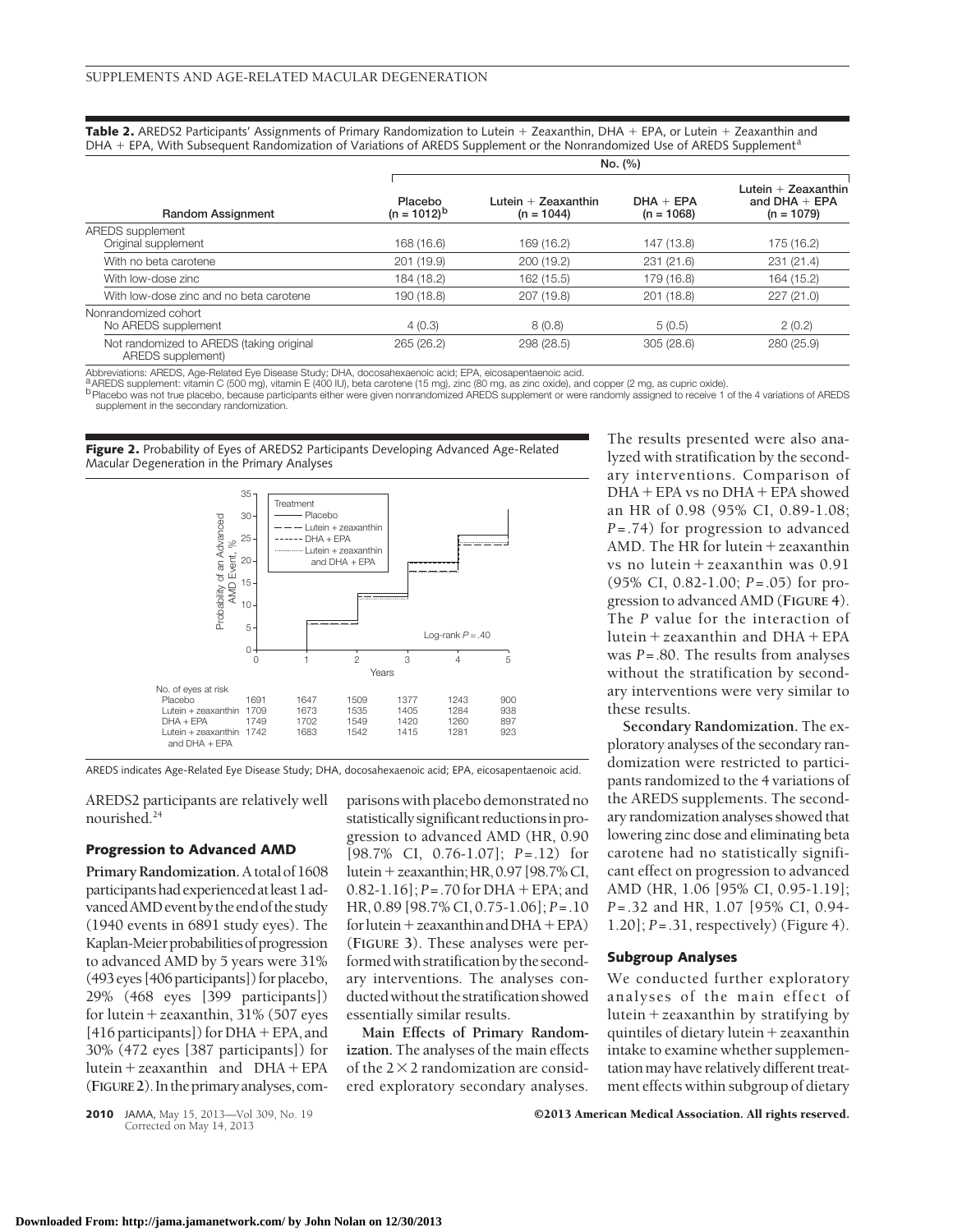**Table 2.** AREDS2 Participants' Assignments of Primary Randomization to Lutein + Zeaxanthin, DHA + EPA, or Lutein + Zeaxanthin and DHA + EPA, With Subsequent Randomization of Variations of AREDS Supplement or the Nonrandomized Use of AREDS Supplement[a]

| Random Assignment | No. (%) | | | |
|---|---|---|---|---|
| | Placebo (n = 1012)[b] | Lutein + Zeaxanthin (n = 1044) | DHA + EPA (n = 1068) | Lutein + Zeaxanthin and DHA + EPA (n = 1079) |
| AREDS supplement | | | | |
| Original supplement | 168 (16.6) | 169 (16.2) | 147 (13.8) | 175 (16.2) |
| With no beta carotene | 201 (19.9) | 200 (19.2) | 231 (21.6) | 231 (21.4) |
| With low-dose zinc | 184 (18.2) | 162 (15.5) | 179 (16.8) | 164 (15.2) |
| With low-dose zinc and no beta carotene | 190 (18.8) | 207 (19.8) | 201 (18.8) | 227 (21.0) |
| Nonrandomized cohort | | | | |
| No AREDS supplement | 4 (0.3) | 8 (0.8) | 5 (0.5) | 2 (0.2) |
| Not randomized to AREDS (taking original AREDS supplement) | 265 (26.2) | 298 (28.5) | 305 (28.6) | 280 (25.9) |

Abbreviations: AREDS, Age-Related Eye Disease Study; DHA, docosahexaenoic acid; EPA, eicosapentaenoic acid.
[a] AREDS supplement: vitamin C (500 mg), vitamin E (400 IU), beta carotene (15 mg), zinc (80 mg, as zinc oxide), and copper (2 mg, as cupric oxide).
[b] Placebo was not true placebo, because participants either were given nonrandomized AREDS supplement or were randomly assigned to receive 1 of the 4 variations of AREDS supplement in the secondary randomization.

**Figure 2.** Probability of Eyes of AREDS2 Participants Developing Advanced Age-Related Macular Degeneration in the Primary Analyses

| No. of eyes at risk | 0 | 1 | 2 | 3 | 4 | 5 |
|---|---|---|---|---|---|---|
| Placebo | 1691 | 1647 | 1509 | 1377 | 1243 | 900 |
| Lutein + zeaxanthin | 1709 | 1673 | 1535 | 1405 | 1284 | 938 |
| DHA + EPA | 1749 | 1702 | 1549 | 1420 | 1260 | 897 |
| Lutein + zeaxanthin and DHA + EPA | 1742 | 1683 | 1542 | 1415 | 1281 | 923 |

AREDS indicates Age-Related Eye Disease Study; DHA, docosahexaenoic acid; EPA, eicosapentaenoic acid.

AREDS2 participants are relatively well nourished.[24]

### Progression to Advanced AMD

**Primary Randomization.** A total of 1608 participants had experienced at least 1 advanced AMD event by the end of the study (1940 events in 6891 study eyes). The Kaplan-Meier probabilities of progression to advanced AMD by 5 years were 31% (493 eyes [406 participants]) for placebo, 29% (468 eyes [399 participants]) for lutein + zeaxanthin, 31% (507 eyes [416 participants]) for DHA + EPA, and 30% (472 eyes [387 participants]) for lutein + zeaxanthin and DHA + EPA (**FIGURE 2**). In the primary analyses, comparisons with placebo demonstrated no statistically significant reductions in progression to advanced AMD (HR, 0.90 [98.7% CI, 0.76-1.07]; $P = .12$) for lutein + zeaxanthin; HR, 0.97 [98.7% CI, 0.82-1.16]; $P = .70$ for DHA + EPA; and HR, 0.89 [98.7% CI, 0.75-1.06]; $P = .10$ for lutein + zeaxanthin and DHA + EPA) (**FIGURE 3**). These analyses were performed with stratification by the secondary interventions. The analyses conducted without the stratification showed essentially similar results.

**Main Effects of Primary Randomization.** The analyses of the main effects of the $2 \times 2$ randomization are considered exploratory secondary analyses. The results presented were also analyzed with stratification by the secondary interventions. Comparison of DHA + EPA vs no DHA + EPA showed an HR of 0.98 (95% CI, 0.89-1.08; $P = .74$) for progression to advanced AMD. The HR for lutein + zeaxanthin vs no lutein + zeaxanthin was 0.91 (95% CI, 0.82-1.00; $P = .05$) for progression to advanced AMD (**FIGURE 4**). The $P$ value for the interaction of lutein + zeaxanthin and DHA + EPA was $P = .80$. The results from analyses without the stratification by secondary interventions were very similar to these results.

**Secondary Randomization.** The exploratory analyses of the secondary randomization were restricted to participants randomized to the 4 variations of the AREDS supplements. The secondary randomization analyses showed that lowering zinc dose and eliminating beta carotene had no statistically significant effect on progression to advanced AMD (HR, 1.06 [95% CI, 0.95-1.19]; $P = .32$ and HR, 1.07 [95% CI, 0.94-1.20]; $P = .31$, respectively) (Figure 4).

### Subgroup Analyses

We conducted further exploratory analyses of the main effect of lutein + zeaxanthin by stratifying by quintiles of dietary lutein + zeaxanthin intake to examine whether supplementation may have relatively different treatment effects within subgroup of dietary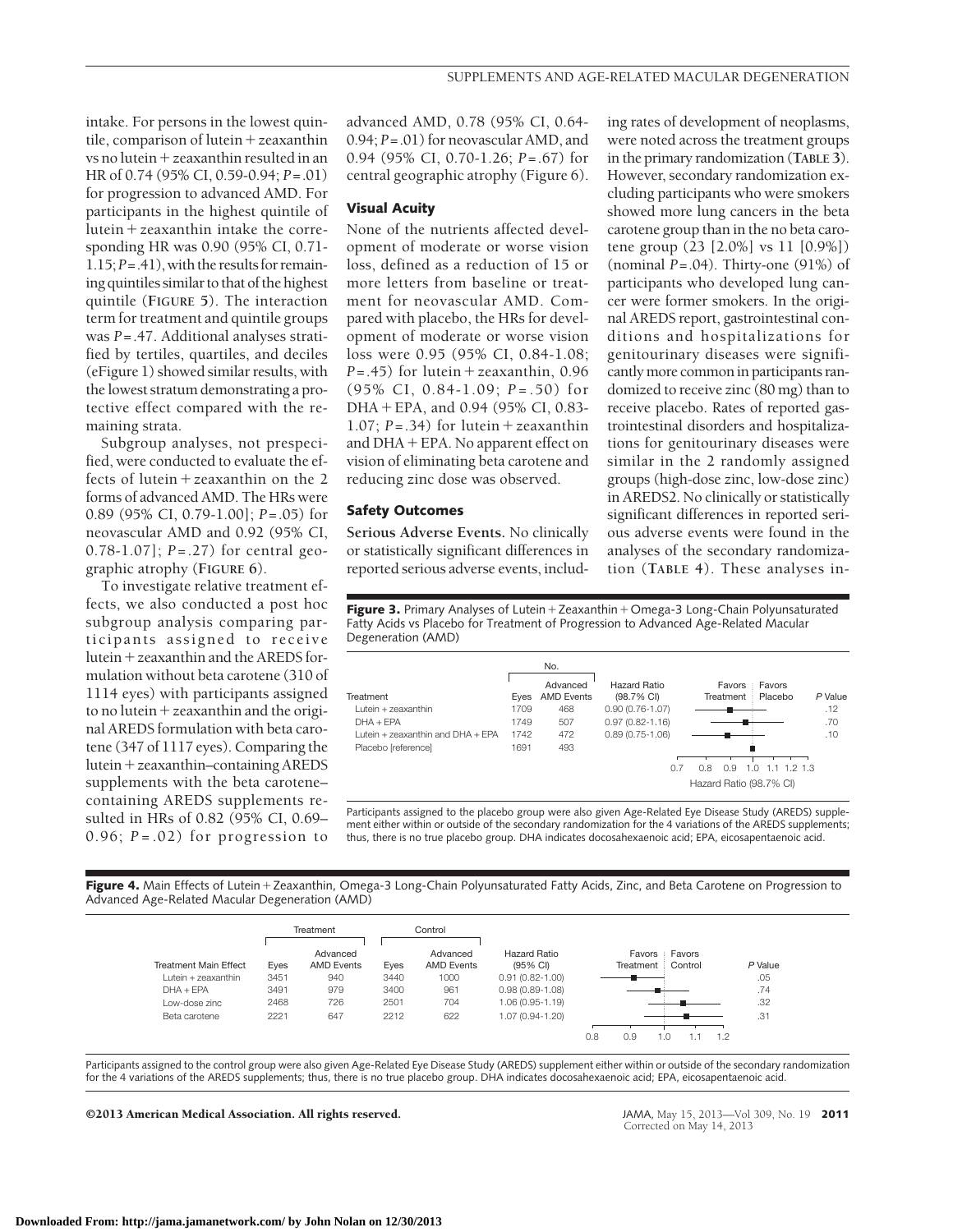intake. For persons in the lowest quintile, comparison of lutein + zeaxanthin vs no lutein + zeaxanthin resulted in an HR of 0.74 (95% CI, 0.59-0.94; *P* = .01) for progression to advanced AMD. For participants in the highest quintile of lutein + zeaxanthin intake the corresponding HR was 0.90 (95% CI, 0.71-1.15; *P* = .41), with the results for remaining quintiles similar to that of the highest quintile (**FIGURE 5**). The interaction term for treatment and quintile groups was *P* = .47. Additional analyses stratified by tertiles, quartiles, and deciles (eFigure 1) showed similar results, with the lowest stratum demonstrating a protective effect compared with the remaining strata.

Subgroup analyses, not prespecified, were conducted to evaluate the effects of lutein + zeaxanthin on the 2 forms of advanced AMD. The HRs were 0.89 (95% CI, 0.79-1.00]; *P* = .05) for neovascular AMD and 0.92 (95% CI, 0.78-1.07]; *P* = .27) for central geographic atrophy (**FIGURE 6**).

To investigate relative treatment effects, we also conducted a post hoc subgroup analysis comparing participants assigned to receive lutein + zeaxanthin and the AREDS formulation without beta carotene (310 of 1114 eyes) with participants assigned to no lutein + zeaxanthin and the original AREDS formulation with beta carotene (347 of 1117 eyes). Comparing the lutein + zeaxanthin–containing AREDS supplements with the beta carotene–containing AREDS supplements resulted in HRs of 0.82 (95% CI, 0.69–0.96; *P* = .02) for progression to advanced AMD, 0.78 (95% CI, 0.64-0.94; *P* = .01) for neovascular AMD, and 0.94 (95% CI, 0.70-1.26; *P* = .67) for central geographic atrophy (Figure 6).

### Visual Acuity

None of the nutrients affected development of moderate or worse vision loss, defined as a reduction of 15 or more letters from baseline or treatment for neovascular AMD. Compared with placebo, the HRs for development of moderate or worse vision loss were 0.95 (95% CI, 0.84-1.08; *P* = .45) for lutein + zeaxanthin, 0.96 (95% CI, 0.84-1.09; *P* = .50) for DHA + EPA, and 0.94 (95% CI, 0.83-1.07; *P* = .34) for lutein + zeaxanthin and DHA + EPA. No apparent effect on vision of eliminating beta carotene and reducing zinc dose was observed.

### Safety Outcomes

**Serious Adverse Events.** No clinically or statistically significant differences in reported serious adverse events, including rates of development of neoplasms, were noted across the treatment groups in the primary randomization (**TABLE 3**). However, secondary randomization excluding participants who were smokers showed more lung cancers in the beta carotene group than in the no beta carotene group (23 [2.0%] vs 11 [0.9%]) (nominal *P* = .04). Thirty-one (91%) of participants who developed lung cancer were former smokers. In the original AREDS report, gastrointestinal conditions and hospitalizations for genitourinary diseases were significantly more common in participants randomized to receive zinc (80 mg) than to receive placebo. Rates of reported gastrointestinal disorders and hospitalizations for genitourinary diseases were similar in the 2 randomly assigned groups (high-dose zinc, low-dose zinc) in AREDS2. No clinically or statistically significant differences in reported serious adverse events were found in the analyses of the secondary randomization (**TABLE 4**). These analyses in-

**Figure 3.** Primary Analyses of Lutein + Zeaxanthin + Omega-3 Long-Chain Polyunsaturated Fatty Acids vs Placebo for Treatment of Progression to Advanced Age-Related Macular Degeneration (AMD)

| Treatment | No. Eyes | No. Advanced AMD Events | Hazard Ratio (98.7% CI) | *P* Value |
|---|---|---|---|---|
| Lutein + zeaxanthin | 1709 | 468 | 0.90 (0.76-1.07) | .12 |
| DHA + EPA | 1749 | 507 | 0.97 (0.82-1.16) | .70 |
| Lutein + zeaxanthin and DHA + EPA | 1742 | 472 | 0.89 (0.75-1.06) | .10 |
| Placebo [reference] | 1691 | 493 | | |

Participants assigned to the placebo group were also given Age-Related Eye Disease Study (AREDS) supplement either within or outside of the secondary randomization for the 4 variations of the AREDS supplements; thus, there is no true placebo group. DHA indicates docosahexaenoic acid; EPA, eicosapentaenoic acid.

**Figure 4.** Main Effects of Lutein + Zeaxanthin, Omega-3 Long-Chain Polyunsaturated Fatty Acids, Zinc, and Beta Carotene on Progression to Advanced Age-Related Macular Degeneration (AMD)

| Treatment Main Effect | Treatment Eyes | Treatment Advanced AMD Events | Control Eyes | Control Advanced AMD Events | Hazard Ratio (95% CI) | *P* Value |
|---|---|---|---|---|---|---|
| Lutein + zeaxanthin | 3451 | 940 | 3440 | 1000 | 0.91 (0.82-1.00) | .05 |
| DHA + EPA | 3491 | 979 | 3400 | 961 | 0.98 (0.89-1.08) | .74 |
| Low-dose zinc | 2468 | 726 | 2501 | 704 | 1.06 (0.95-1.19) | .32 |
| Beta carotene | 2221 | 647 | 2212 | 622 | 1.07 (0.94-1.20) | .31 |

Participants assigned to the control group were also given Age-Related Eye Disease Study (AREDS) supplement either within or outside of the secondary randomization for the 4 variations of the AREDS supplements; thus, there is no true placebo group. DHA indicates docosahexaenoic acid; EPA, eicosapentaenoic acid.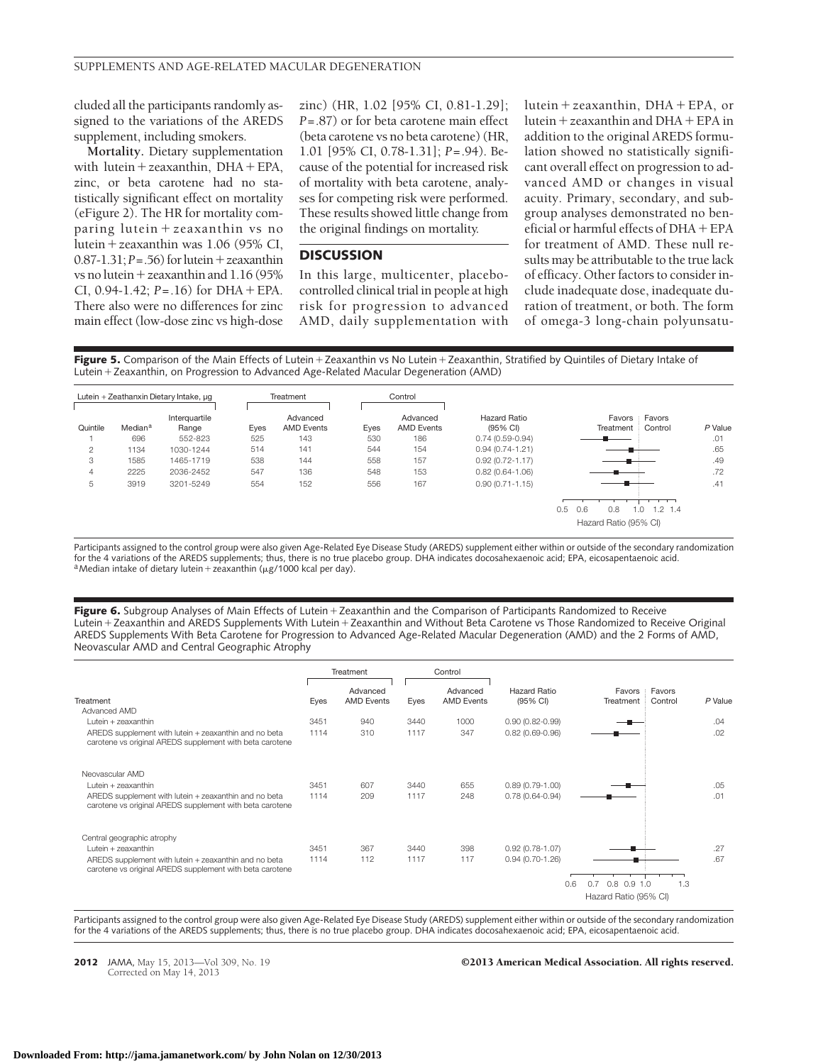cluded all the participants randomly assigned to the variations of the AREDS supplement, including smokers.

**Mortality.** Dietary supplementation with lutein + zeaxanthin, DHA + EPA, zinc, or beta carotene had no statistically significant effect on mortality (eFigure 2). The HR for mortality comparing lutein + zeaxanthin vs no lutein + zeaxanthin was 1.06 (95% CI, 0.87-1.31; *P* = .56) for lutein + zeaxanthin vs no lutein + zeaxanthin and 1.16 (95% CI, 0.94-1.42; *P* = .16) for DHA + EPA. There also were no differences for zinc main effect (low-dose zinc vs high-dose zinc) (HR, 1.02 [95% CI, 0.81-1.29]; *P* = .87) or for beta carotene main effect (beta carotene vs no beta carotene) (HR, 1.01 [95% CI, 0.78-1.31]; *P* = .94). Because of the potential for increased risk of mortality with beta carotene, analyses for competing risk were performed. These results showed little change from the original findings on mortality.

## DISCUSSION

In this large, multicenter, placebo-controlled clinical trial in people at high risk for progression to advanced AMD, daily supplementation with lutein + zeaxanthin, DHA + EPA, or lutein + zeaxanthin and DHA + EPA in addition to the original AREDS formulation showed no statistically significant overall effect on progression to advanced AMD or changes in visual acuity. Primary, secondary, and subgroup analyses demonstrated no beneficial or harmful effects of DHA + EPA for treatment of AMD. These null results may be attributable to the true lack of efficacy. Other factors to consider include inadequate dose, inadequate duration of treatment, or both. The form of omega-3 long-chain polyunsatu-

**Figure 5.** Comparison of the Main Effects of Lutein + Zeaxanthin vs No Lutein + Zeaxanthin, Stratified by Quintiles of Dietary Intake of Lutein + Zeaxanthin, on Progression to Advanced Age-Related Macular Degeneration (AMD)

| Lutein + Zeathanxin Dietary Intake, μg | | | Treatment | | Control | | | |
|---|---|---|---|---|---|---|---|---|
| Quintile | Median[a] | Interquartile Range | Eyes | Advanced AMD Events | Eyes | Advanced AMD Events | Hazard Ratio (95% CI) | *P* Value |
| 1 | 696 | 552-823 | 525 | 143 | 530 | 186 | 0.74 (0.59-0.94) | .01 |
| 2 | 1134 | 1030-1244 | 514 | 141 | 544 | 154 | 0.94 (0.74-1.21) | .65 |
| 3 | 1585 | 1465-1719 | 538 | 144 | 558 | 157 | 0.92 (0.72-1.17) | .49 |
| 4 | 2225 | 2036-2452 | 547 | 136 | 548 | 153 | 0.82 (0.64-1.06) | .72 |
| 5 | 3919 | 3201-5249 | 554 | 152 | 556 | 167 | 0.90 (0.71-1.15) | .41 |

Participants assigned to the control group were also given Age-Related Eye Disease Study (AREDS) supplement either within or outside of the secondary randomization for the 4 variations of the AREDS supplements; thus, there is no true placebo group. DHA indicates docosahexaenoic acid; EPA, eicosapentaenoic acid.
[a] Median intake of dietary lutein + zeaxanthin (μg/1000 kcal per day).

**Figure 6.** Subgroup Analyses of Main Effects of Lutein + Zeaxanthin and the Comparison of Participants Randomized to Receive Lutein + Zeaxanthin and AREDS Supplements With Lutein + Zeaxanthin and Without Beta Carotene vs Those Randomized to Receive Original AREDS Supplements With Beta Carotene for Progression to Advanced Age-Related Macular Degeneration (AMD) and the 2 Forms of AMD, Neovascular AMD and Central Geographic Atrophy

| | Treatment | | Control | | | |
|---|---|---|---|---|---|---|
| Treatment | Eyes | Advanced AMD Events | Eyes | Advanced AMD Events | Hazard Ratio (95% CI) | *P* Value |
| **Advanced AMD** | | | | | | |
| Lutein + zeaxanthin | 3451 | 940 | 3440 | 1000 | 0.90 (0.82-0.99) | .04 |
| AREDS supplement with lutein + zeaxanthin and no beta carotene vs original AREDS supplement with beta carotene | 1114 | 310 | 1117 | 347 | 0.82 (0.69-0.96) | .02 |
| **Neovascular AMD** | | | | | | |
| Lutein + zeaxanthin | 3451 | 607 | 3440 | 655 | 0.89 (0.79-1.00) | .05 |
| AREDS supplement with lutein + zeaxanthin and no beta carotene vs original AREDS supplement with beta carotene | 1114 | 209 | 1117 | 248 | 0.78 (0.64-0.94) | .01 |
| **Central geographic atrophy** | | | | | | |
| Lutein + zeaxanthin | 3451 | 367 | 3440 | 398 | 0.92 (0.78-1.07) | .27 |
| AREDS supplement with lutein + zeaxanthin and no beta carotene vs original AREDS supplement with beta carotene | 1114 | 112 | 1117 | 117 | 0.94 (0.70-1.26) | .67 |

Participants assigned to the control group were also given Age-Related Eye Disease Study (AREDS) supplement either within or outside of the secondary randomization for the 4 variations of the AREDS supplements; thus, there is no true placebo group. DHA indicates docosahexaenoic acid; EPA, eicosapentaenoic acid.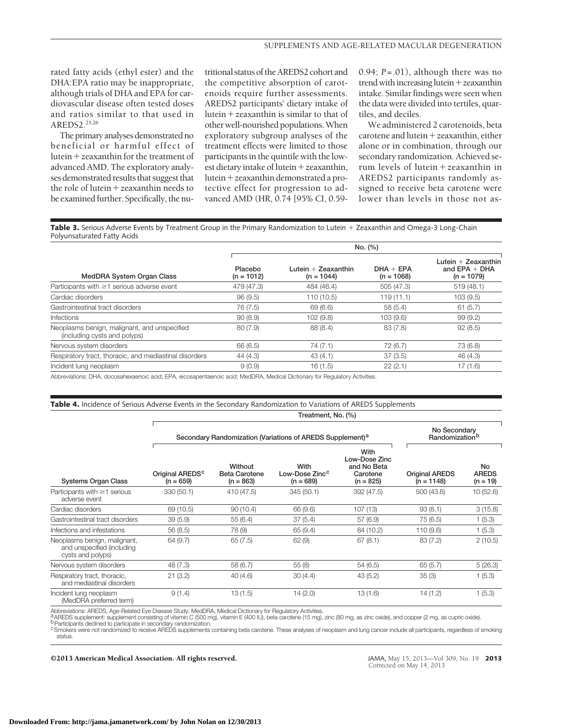rated fatty acids (ethyl ester) and the DHA:EPA ratio may be inappropriate, although trials of DHA and EPA for cardiovascular disease often tested doses and ratios similar to that used in AREDS2.[25,26]

The primary analyses demonstrated no beneficial or harmful effect of lutein + zeaxanthin for the treatment of advanced AMD. The exploratory analyses demonstrated results that suggest that the role of lutein + zeaxanthin needs to be examined further. Specifically, the nutritional status of the AREDS2 cohort and the competitive absorption of carotenoids require further assessments. AREDS2 participants' dietary intake of lutein + zeaxanthin is similar to that of other well-nourished populations. When exploratory subgroup analyses of the treatment effects were limited to those participants in the quintile with the lowest dietary intake of lutein + zeaxanthin, lutein + zeaxanthin demonstrated a protective effect for progression to advanced AMD (HR, 0.74 [95% CI, 0.59-0.94; $P = .01$), although there was no trend with increasing lutein + zeaxanthin intake. Similar findings were seen when the data were divided into tertiles, quartiles, and deciles.

We administered 2 carotenoids, beta carotene and lutein + zeaxanthin, either alone or in combination, through our secondary randomization. Achieved serum levels of lutein + zeaxanthin in AREDS2 participants randomly assigned to receive beta carotene were lower than levels in those not as-

**Table 3.** Serious Adverse Events by Treatment Group in the Primary Randomization to Lutein + Zeaxanthin and Omega-3 Long-Chain Polyunsaturated Fatty Acids

| | No. (%) | | | |
|---|---|---|---|---|
| MedDRA System Organ Class | Placebo (n = 1012) | Lutein + Zeaxanthin (n = 1044) | DHA + EPA (n = 1068) | Lutein + Zeaxanthin and EPA + DHA (n = 1079) |
| Participants with ≥1 serious adverse event | 479 (47.3) | 484 (46.4) | 505 (47.3) | 519 (48.1) |
| Cardiac disorders | 96 (9.5) | 110 (10.5) | 119 (11.1) | 103 (9.5) |
| Gastrointestinal tract disorders | 76 (7.5) | 69 (6.6) | 58 (5.4) | 61 (5.7) |
| Infections | 90 (8.9) | 102 (9.8) | 103 (9.6) | 99 (9.2) |
| Neoplasms benign, malignant, and unspecified (including cysts and polyps) | 80 (7.9) | 88 (8.4) | 83 (7.8) | 92 (8.5) |
| Nervous system disorders | 66 (6.5) | 74 (7.1) | 72 (6.7) | 73 (6.8) |
| Respiratory tract, thoracic, and mediastinal disorders | 44 (4.3) | 43 (4.1) | 37 (3.5) | 46 (4.3) |
| Incident lung neoplasm | 9 (0.9) | 16 (1.5) | 22 (2.1) | 17 (1.6) |

Abbreviations: DHA, docosahexaenoic acid; EPA, eicosapentaenoic acid; MedDRA, Medical Dictionary for Regulatory Activities.

**Table 4.** Incidence of Serious Adverse Events in the Secondary Randomization to Variations of AREDS Supplements

| | Treatment, No. (%) | | | | | |
|---|---|---|---|---|---|---|
| | Secondary Randomization (Variations of AREDS Supplement)[a] | | | | No Secondary Randomization[b] | |
| Systems Organ Class | Original AREDS[c] (n = 659) | Without Beta Carotene (n = 863) | With Low-Dose Zinc[c] (n = 689) | With Low-Dose Zinc and No Beta Carotene (n = 825) | Original AREDS (n = 1148) | No AREDS (n = 19) |
| Participants with ≥1 serious adverse event | 330 (50.1) | 410 (47.5) | 345 (50.1) | 392 (47.5) | 500 (43.6) | 10 (52.6) |
| Cardiac disorders | 69 (10.5) | 90 (10.4) | 66 (9.6) | 107 (13) | 93 (8.1) | 3 (15.8) |
| Gastrointestinal tract disorders | 39 (5.9) | 55 (6.4) | 37 (5.4) | 57 (6.9) | 75 (6.5) | 1 (5.3) |
| Infections and infestations | 56 (8.5) | 78 (9) | 65 (9.4) | 84 (10.2) | 110 (9.6) | 1 (5.3) |
| Neoplasms benign, malignant, and unspecified (including cysts and polyps) | 64 (9.7) | 65 (7.5) | 62 (9) | 67 (8.1) | 83 (7.2) | 2 (10.5) |
| Nervous system disorders | 48 (7.3) | 58 (6.7) | 55 (8) | 54 (6.5) | 65 (5.7) | 5 (26.3) |
| Respiratory tract, thoracic, and mediastinal disorders | 21 (3.2) | 40 (4.6) | 30 (4.4) | 43 (5.2) | 35 (3) | 1 (5.3) |
| Incident lung neoplasm (MedDRA preferred term) | 9 (1.4) | 13 (1.5) | 14 (2.0) | 13 (1.6) | 14 (1.2) | 1 (5.3) |

Abbreviations: AREDS, Age-Related Eye Disease Study; MedDRA, Medical Dictionary for Regulatory Activities.
[a] AREDS supplement: supplement consisting of vitamin C (500 mg), vitamin E (400 IU), beta carotene (15 mg), zinc (80 mg, as zinc oxide), and copper (2 mg, as cupric oxide).
[b] Participants declined to participate in secondary randomization.
[c] Smokers were not randomized to receive AREDS supplements containing beta carotene. These analyses of neoplasm and lung cancer include all participants, regardless of smoking status.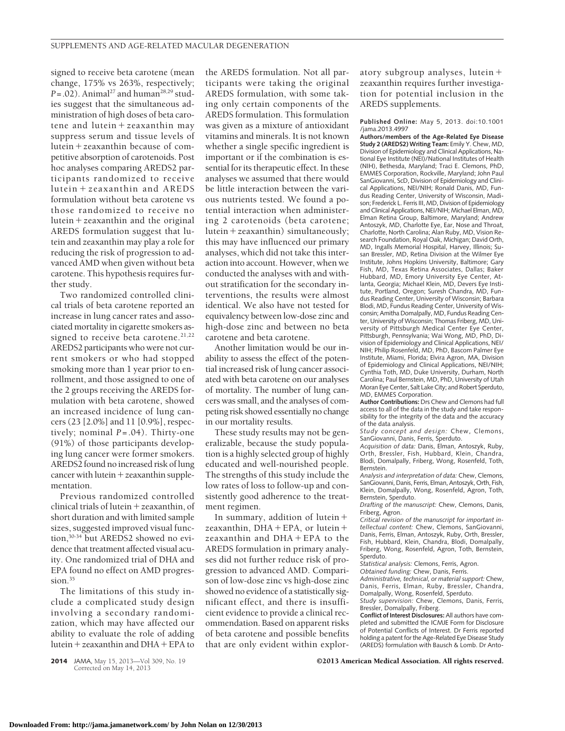signed to receive beta carotene (mean change, 175% vs 263%, respectively; $P = .02$). Animal[27] and human[28,29] studies suggest that the simultaneous administration of high doses of beta carotene and lutein + zeaxanthin may suppress serum and tissue levels of lutein + zeaxanthin because of competitive absorption of carotenoids. Post hoc analyses comparing AREDS2 participants randomized to receive lutein + zeaxanthin and AREDS formulation without beta carotene vs those randomized to receive no lutein + zeaxanthin and the original AREDS formulation suggest that lutein and zeaxanthin may play a role for reducing the risk of progression to advanced AMD when given without beta carotene. This hypothesis requires further study.

Two randomized controlled clinical trials of beta carotene reported an increase in lung cancer rates and associated mortality in cigarette smokers assigned to receive beta carotene.[21,22] AREDS2 participants who were not current smokers or who had stopped smoking more than 1 year prior to enrollment, and those assigned to one of the 2 groups receiving the AREDS formulation with beta carotene, showed an increased incidence of lung cancers (23 [2.0%] and 11 [0.9%], respectively; nominal $P = .04$). Thirty-one (91%) of those participants developing lung cancer were former smokers. AREDS2 found no increased risk of lung cancer with lutein + zeaxanthin supplementation.

Previous randomized controlled clinical trials of lutein + zeaxanthin, of short duration and with limited sample sizes, suggested improved visual function,[30-34] but AREDS2 showed no evidence that treatment affected visual acuity. One randomized trial of DHA and EPA found no effect on AMD progression.[35]

The limitations of this study include a complicated study design involving a secondary randomization, which may have affected our ability to evaluate the role of adding lutein + zeaxanthin and DHA + EPA to the AREDS formulation. Not all participants were taking the original AREDS formulation, with some taking only certain components of the AREDS formulation. This formulation was given as a mixture of antioxidant vitamins and minerals. It is not known whether a single specific ingredient is important or if the combination is essential for its therapeutic effect. In these analyses we assumed that there would be little interaction between the various nutrients tested. We found a potential interaction when administering 2 carotenoids (beta carotene; lutein + zeaxanthin) simultaneously; this may have influenced our primary analyses, which did not take this interaction into account. However, when we conducted the analyses with and without stratification for the secondary interventions, the results were almost identical. We also have not tested for equivalency between low-dose zinc and high-dose zinc and between no beta carotene and beta carotene.

Another limitation would be our inability to assess the effect of the potential increased risk of lung cancer associated with beta carotene on our analyses of mortality. The number of lung cancers was small, and the analyses of competing risk showed essentially no change in our mortality results.

These study results may not be generalizable, because the study population is a highly selected group of highly educated and well-nourished people. The strengths of this study include the low rates of loss to follow-up and consistently good adherence to the treatment regimen.

In summary, addition of lutein + zeaxanthin, DHA + EPA, or lutein + zeaxanthin and DHA + EPA to the AREDS formulation in primary analyses did not further reduce risk of progression to advanced AMD. Comparison of low-dose zinc vs high-dose zinc showed no evidence of a statistically significant effect, and there is insufficient evidence to provide a clinical recommendation. Based on apparent risks of beta carotene and possible benefits that are only evident within exploratory subgroup analyses, lutein + zeaxanthin requires further investigation for potential inclusion in the AREDS supplements.

**Published Online:** May 5, 2013. doi:10.1001/jama.2013.4997

**Authors/members of the Age-Related Eye Disease Study 2 (AREDS2) Writing Team:** Emily Y. Chew, MD, Division of Epidemiology and Clinical Applications, National Eye Institute (NEI)/National Institutes of Health (NIH), Bethesda, Maryland; Traci E. Clemons, PhD, EMMES Corporation, Rockville, Maryland; John Paul SanGiovanni, ScD, Division of Epidemiology and Clinical Applications, NEI/NIH; Ronald Danis, MD, Fundus Reading Center, University of Wisconsin, Madison; Frederick L. Ferris III, MD, Division of Epidemiology and Clinical Applications, NEI/NIH; Michael Elman, MD, Elman Retina Group, Baltimore, Maryland; Andrew Antoszyk, MD, Charlotte Eye, Ear, Nose and Throat, Charlotte, North Carolina; Alan Ruby, MD, Vision Research Foundation, Royal Oak, Michigan; David Orth, MD, Ingalls Memorial Hospital, Harvey, Illinois; Susan Bressler, MD, Retina Division at the Wilmer Eye Institute, Johns Hopkins University, Baltimore; Gary Fish, MD, Texas Retina Associates, Dallas; Baker Hubbard, MD, Emory University Eye Center, Atlanta, Georgia; Michael Klein, MD, Devers Eye Institute, Portland, Oregon; Suresh Chandra, MD, Fundus Reading Center, University of Wisconsin; Barbara Blodi, MD, Fundus Reading Center, University of Wisconsin; Amitha Domalpally, MD, Fundus Reading Center, University of Wisconsin; Thomas Friberg, MD, University of Pittsburgh Medical Center Eye Center, Pittsburgh, Pennsylvania; Wai Wong, MD, PhD, Division of Epidemiology and Clinical Applications, NEI/NIH; Philip Rosenfeld, MD, PhD, Bascom Palmer Eye Institute, Miami, Florida; Elvira Agron, MA, Division of Epidemiology and Clinical Applications, NEI/NIH; Cynthia Toth, MD, Duke University, Durham, North Carolina; Paul Bernstein, MD, PhD, University of Utah Moran Eye Center, Salt Lake City; and Robert Sperduto, MD, EMMES Corporation.

**Author Contributions:** Drs Chew and Clemons had full access to all of the data in the study and take responsibility for the integrity of the data and the accuracy of the data analysis.

*Study concept and design:* Chew, Clemons, SanGiovanni, Danis, Ferris, Sperduto.

*Acquisition of data:* Danis, Elman, Antoszyk, Ruby, Orth, Bressler, Fish, Hubbard, Klein, Chandra, Blodi, Domalpally, Friberg, Wong, Rosenfeld, Toth, Bernstein.

*Analysis and interpretation of data:* Chew, Clemons, SanGiovanni, Danis, Ferris, Elman, Antoszyk, Orth, Fish, Klein, Domalpally, Wong, Rosenfeld, Agron, Toth, Bernstein, Sperduto.

*Drafting of the manuscript:* Chew, Clemons, Danis, Friberg, Agron.

*Critical revision of the manuscript for important intellectual content:* Chew, Clemons, SanGiovanni, Danis, Ferris, Elman, Antoszyk, Ruby, Orth, Bressler, Fish, Hubbard, Klein, Chandra, Blodi, Domalpally, Friberg, Wong, Rosenfeld, Agron, Toth, Bernstein, Sperduto.

*Statistical analysis:* Clemons, Ferris, Agron.

*Obtained funding:* Chew, Danis, Ferris.

*Administrative, technical, or material support:* Chew, Danis, Ferris, Elman, Ruby, Bressler, Chandra, Domalpally, Wong, Rosenfeld, Sperduto.

*Study supervision:* Chew, Clemons, Danis, Ferris, Bressler, Domalpally, Friberg.

**Conflict of Interest Disclosures:** All authors have completed and submitted the ICMJE Form for Disclosure of Potential Conflicts of Interest. Dr Ferris reported holding a patent for the Age-Related Eye Disease Study (AREDS) formulation with Bausch & Lomb. Dr Anto-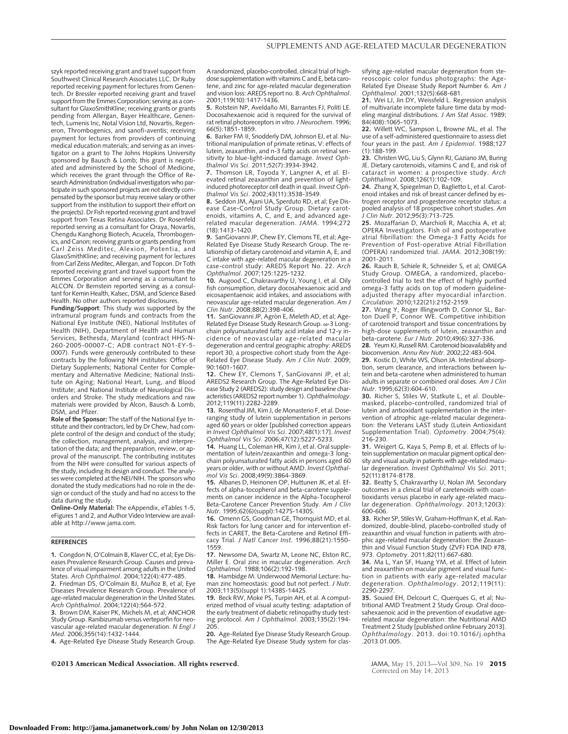szyk reported receiving grant and travel support from Southwest Clinical Research Associates LLC. Dr Ruby reported receiving payment for lectures from Genentech. Dr Bressler reported receiving grant and travel support from the Emmes Corporation; serving as a consultant for GlaxoSmithKline; receiving grants or grants pending from Allergan, Bayer Healthcare, Genentech, Lumenis Inc, Notal Vision Ltd, Novartis, Regeneron, Thrombogenics, and sanofi-aventis; receiving payment for lectures from providers of continuing medical education materials; and serving as an investigator on a grant to The Johns Hopkins University sponsored by Bausch & Lomb; this grant is negotiated and administered by the School of Medicine, which receives the grant through the Office of Research Administration (individual investigators who participate in such sponsored projects are not directly compensated by the sponsor but may receive salary or other support from the institution to support their effort on the projects). Dr Fish reported receiving grant and travel support from Texas Retina Associates. Dr Rosenfeld reported serving as a consultant for Oraya, Novartis, Chengdu Kanghong Biotech, Acucela, Thrombogenics, and Canon; receiving grants or grants pending from Carl Zeiss Meditec, Alexion, Potentia, and GlaxoSmithKline; and receiving payment for lectures from Carl Zeiss Meditec, Allergan, and Topcon. Dr Toth reported receiving grant and travel support from the Emmes Corporation and serving as a consultant to ALCON. Dr Bernstein reported serving as a consultant for Kemin Health, Kalsec, DSM, and Science Based Health. No other authors reported disclosures.

**Funding/Support**: This study was supported by the intramural program funds and contracts from the National Eye Institute (NEI), National Institutes of Health (NIH), Department of Health and Human Services, Bethesda, Maryland (contract HHS-N-260-2005-00007-C; ADB contract N01-EY-5-0007). Funds were generously contributed to these contracts by the following NIH institutes: Office of Dietary Supplements; National Center for Complementary and Alternative Medicine; National Institute on Aging; National Heart, Lung, and Blood Institute; and National Institute of Neurological Disorders and Stroke. The study medications and raw materials were provided by Alcon, Bausch & Lomb, DSM, and Pfizer.

**Role of the Sponsor:** The staff of the National Eye Institute and their contractors, led by Dr Chew, had complete control of the design and conduct of the study; the collection, management, analysis, and interpretation of the data; and the preparation, review, or approval of the manuscript. The contributing institutes from the NIH were consulted for various aspects of the study, including its design and conduct. The analyses were completed at the NEI/NIH. The sponsors who donated the study medications had no role in the design or conduct of the study and had no access to the data during the study.

**Online-Only Material:** The eAppendix, eTables 1-5, eFigures 1 and 2, and Author Video Interview are available at http://www.jama.com.

## REFERENCES

1. Congdon N, O'Colmain B, Klaver CC, et al; Eye Diseases Prevalence Research Group. Causes and prevalence of visual impairment among adults in the United States. *Arch Ophthalmol*. 2004;122(4):477-485.
2. Friedman DS, O'Colmain BJ, Muñoz B, et al; Eye Diseases Prevalence Research Group. Prevalence of age-related macular degeneration in the United States. *Arch Ophthalmol*. 2004;122(4):564-572.
3. Brown DM, Kaiser PK, Michels M, et al; ANCHOR Study Group. Ranibizumab versus verteporfin for neovascular age-related macular degeneration. *N Engl J Med*. 2006;355(14):1432-1444.
4. Age-Related Eye Disease Study Research Group. A randomized, placebo-controlled, clinical trial of high-dose supplementation with vitamins C and E, beta carotene, and zinc for age-related macular degeneration and vision loss: AREDS report no. 8. *Arch Ophthalmol*. 2001;119(10):1417-1436.
5. Rotstein NP, Aveldaño MI, Barrantes FJ, Politi LE. Docosahexaenoic acid is required for the survival of rat retinal photoreceptors in vitro. *J Neurochem*. 1996;66(5):1851-1859.
6. Barker FM II, Snodderly DM, Johnson EJ, et al. Nutritional manipulation of primate retinas, V: effects of lutein, zeaxanthin, and n-3 fatty acids on retinal sensitivity to blue-light-induced damage. *Invest Ophthalmol Vis Sci*. 2011;52(7):3934-3942.
7. Thomson LR, Toyoda Y, Langner A, et al. Elevated retinal zeaxanthin and prevention of light-induced photoreceptor cell death in quail. *Invest Ophthalmol Vis Sci*. 2002;43(11):3538-3549.
8. Seddon JM, Ajani UA, Sperduto RD, et al; Eye Disease Case-Control Study Group. Dietary carotenoids, vitamins A, C, and E, and advanced age-related macular degeneration. *JAMA*. 1994;272(18):1413-1420.
9. SanGiovanni JP, Chew EY, Clemons TE, et al; Age-Related Eye Disease Study Research Group. The relationship of dietary carotenoid and vitamin A, E, and C intake with age-related macular degeneration in a case-control study: AREDS Report No. 22. *Arch Ophthalmol*. 2007;125:1225-1232.
10. Augood C, Chakravarthy U, Young I, et al. Oily fish consumption, dietary docosahexaenoic acid and eicosapentaenoic acid intakes, and associations with neovascular age-related macular degeneration. *Am J Clin Nutr*. 2008;88(2):398-406.
11. SanGiovanni JP, Agrón E, Meleth AD, et al; Age-Related Eye Disease Study Research Group. ω-3 Long-chain polyunsaturated fatty acid intake and 12-y incidence of neovascular age-related macular degeneration and central geographic atrophy: AREDS report 30, a prospective cohort study from the Age-Related Eye Disease Study. *Am J Clin Nutr*. 2009;90:1601-1607.
12. Chew EY, Clemons T, SanGiovanni JP, et al; AREDS2 Research Group. The Age-Related Eye Disease Study 2 (AREDS2): study design and baseline characteristics (AREDS2 report number 1). *Ophthalmology*. 2012;119(11):2282-2289.
13. Rosenthal JM, Kim J, de Monasterio F, et al. Dose-ranging study of lutein supplementation in persons aged 60 years or older [published correction appears in *Invest Ophthalmol Vis Sci*. 2007;48(1):17]. *Invest Ophthalmol Vis Sci*. 2006;47(12):5227-5233.
14. Huang LL, Coleman HR, Kim J, et al. Oral supplementation of lutein/zeaxanthin and omega-3 long-chain polyunsaturated fatty acids in persons aged 60 years or older, with or without AMD. *Invest Ophthalmol Vis Sci*. 2008;49(9):3864-3869.
15. Albanes D, Heinonen OP, Huttunen JK, et al. Effects of alpha-tocopherol and beta-carotene supplements on cancer incidence in the Alpha-Tocopherol Beta-Carotene Cancer Prevention Study. *Am J Clin Nutr*. 1995;62(6)(suppl):1427S-1430S.
16. Omenn GS, Goodman GE, Thornquist MD, et al. Risk factors for lung cancer and for intervention effects in CARET, the Beta-Carotene and Retinol Efficacy Trial. *J Natl Cancer Inst*. 1996;88(21):1550-1559.
17. Newsome DA, Swartz M, Leone NC, Elston RC, Miller E. Oral zinc in macular degeneration. *Arch Ophthalmol*. 1988;106(2):192-198.
18. Hambidge M. Underwood Memorial Lecture: human zinc homeostasis: good but not perfect. *J Nutr*. 2003;113(5)(suppl 1):1438S-1442S.
19. Beck RW, Moke PS, Turpin AH, et al. A computerized method of visual acuity testing: adaptation of the early treatment of diabetic retinopathy study testing protocol. *Am J Ophthalmol*. 2003;135(2):194-205.
20. Age-Related Eye Disease Study Research Group. The Age-Related Eye Disease Study system for classifying age-related macular degeneration from stereoscopic color fundus photographs: the Age-Related Eye Disease Study Report Number 6. *Am J Ophthalmol*. 2001;132(5):668-681.
21. Wei LJ, Jin DY, Weissfeld L. Regression analysis of multivariate incomplete failure time data by modeling marginal distributions. *J Am Stat Assoc*. 1989;84(408):1065-1073.
22. Willett WC, Sampson L, Browne ML, et al. The use of a self-administered questionnaire to assess diet four years in the past. *Am J Epidemiol*. 1988;127(1):188-199.
23. Christen WG, Liu S, Glynn RJ, Gaziano JM, Buring JE. Dietary carotenoids, vitamins C and E, and risk of cataract in women: a prospective study. *Arch Ophthalmol*. 2008;126(1):102-109.
24. Zhang X, Spiegelman D, Baglietto L, et al. Carotenoid intakes and risk of breast cancer defined by estrogen receptor and progesterone receptor status: a pooled analysis of 18 prospective cohort studies. *Am J Clin Nutr*. 2012;95(3):713-725.
25. Mozaffarian D, Marchioli R, Macchia A, et al; OPERA Investigators. Fish oil and postoperative atrial fibrillation: the Omega-3 Fatty Acids for Prevention of Post-operative Atrial Fibrillation (OPERA) randomized trial. *JAMA*. 2012;308(19):2001-2011.
26. Rauch B, Schiele R, Schneider S, et al; OMEGA Study Group. OMEGA, a randomized, placebo-controlled trial to test the effect of highly purified omega-3 fatty acids on top of modern guideline-adjusted therapy after myocardial infarction. *Circulation*. 2010;122(21):2152-2159.
27. Wang Y, Roger Illingworth D, Connor SL, Barton Duell P, Connor WE. Competitive inhibition of carotenoid transport and tissue concentrations by high-dose supplements of lutein, zeaxanthin and beta-carotene. *Eur J Nutr*. 2010;49(6):327-336.
28. Yeum KJ, Russell RM. Carotenoid bioavailability and bioconversion. *Annu Rev Nutr*. 2002;22:483-504.
29. Kostic D, White WS, Olson JA. Intestinal absorption, serum clearance, and interactions between lutein and beta-carotene when administered to human adults in separate or combined oral doses. *Am J Clin Nutr*. 1995;62(3):604-610.
30. Richer S, Stiles W, Statkute L, et al. Double-masked, placebo-controlled, randomized trial of lutein and antioxidant supplementation in the intervention of atrophic age-related macular degeneration: the Veterans LAST study (Lutein Antioxidant Supplementation Trial). *Optometry*. 2004;75(4):216-230.
31. Weigert G, Kaya S, Pemp B, et al. Effects of lutein supplementation on macular pigment optical density and visual acuity in patients with age-related macular degeneration. *Invest Ophthalmol Vis Sci*. 2011;52(11):8174-8178.
32. Beatty S, Chakravarthy U, Nolan JM. Secondary outcomes in a clinical trial of carotenoids with coantioxidants versus placebo in early age-related macular degeneration. *Ophthalmology*. 2013;120(3):600-606.
33. Richer SP, Stiles W, Graham-Hoffman K, et al. Randomized, double-blind, placebo-controlled study of zeaxanthin and visual function in patients with atrophic age-related macular degeneration: the Zeaxanthin and Visual Function Study (ZVF) FDA IND #78, 973. *Optometry*. 2011;82(11):667-680.
34. Ma L, Yan SF, Huang YM, et al. Effect of lutein and zeaxanthin on macular pigment and visual function in patients with early age-related macular degeneration. *Ophthalmology*. 2012;119(11):2290-2297.
35. Souied EH, Delcourt C, Querques G, et al; Nutritional AMD Treatment 2 Study Group. Oral docosahexaenoic acid in the prevention of exudative age-related macular degeneration: the Nutritional AMD Treatment 2 Study [published online February 2013]. *Ophthalmology*. 2013. doi:10.1016/j.ophtha.2013.01.005.